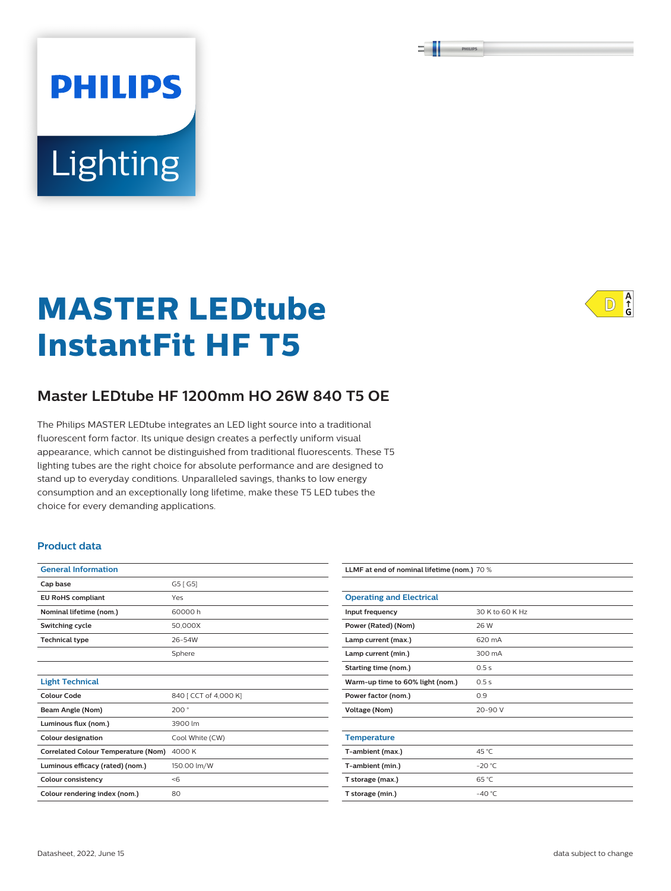PHILIPS

Lighting

# MASTER LEDtube InstantFit HF T5

## Master LEDtube HF 1200mm HO 26W 840 T5 OE

The Philips MASTER LEDtube integrates an LED light source into a traditional fluorescent form factor. Its unique design creates a perfectly uniform visual appearance, which cannot be distinguished from traditional fluorescents. These T5 lighting tubes are the right choice for absolute performance and are designed to stand up to everyday conditions. Unparalleled savings, thanks to low energy consumption and an exceptionally long lifetime, make these T5 LED tubes the choice for every demanding applications.

### Product data

| General Information | |
|---|---|
| Cap base | G5 [ G5] |
| EU RoHS compliant | Yes |
| Nominal lifetime (nom.) | 60000 h |
| Switching cycle | 50,000X |
| Technical type | 26-54W |
| | Sphere |

| Light Technical | |
|---|---|
| Colour Code | 840 [ CCT of 4,000 K] |
| Beam Angle (Nom) | 200 ° |
| Luminous flux (nom.) | 3900 lm |
| Colour designation | Cool White (CW) |
| Correlated Colour Temperature (Nom) | 4000 K |
| Luminous efficacy (rated) (nom.) | 150.00 lm/W |
| Colour consistency | <6 |
| Colour rendering index (nom.) | 80 |
| LLMF at end of nominal lifetime (nom.) | 70 % |

| Operating and Electrical | |
|---|---|
| Input frequency | 30 K to 60 K Hz |
| Power (Rated) (Nom) | 26 W |
| Lamp current (max.) | 620 mA |
| Lamp current (min.) | 300 mA |
| Starting time (nom.) | 0.5 s |
| Warm-up time to 60% light (nom.) | 0.5 s |
| Power factor (nom.) | 0.9 |
| Voltage (Nom) | 20-90 V |

| Temperature | |
|---|---|
| T-ambient (max.) | 45 °C |
| T-ambient (min.) | -20 °C |
| T storage (max.) | 65 °C |
| T storage (min.) | -40 °C |

Datasheet, 2022, June 15 | data subject to change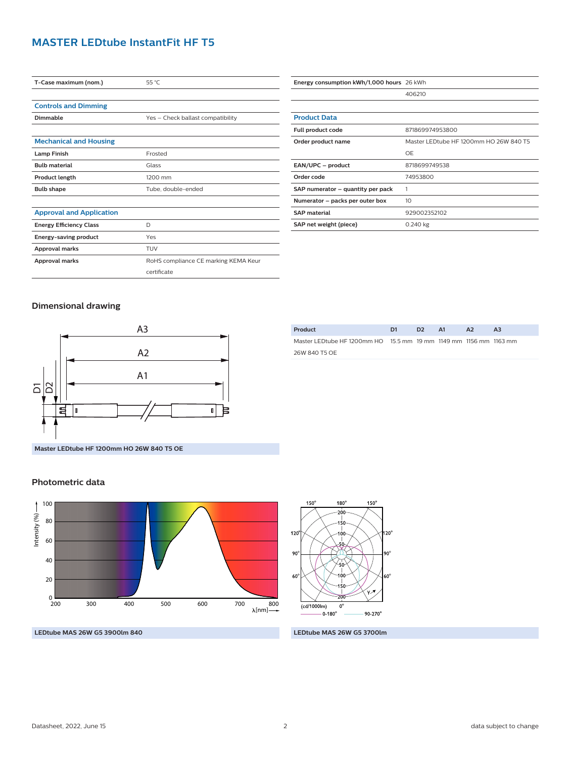# MASTER LEDtube InstantFit HF T5

| | |
|---|---|
| **T-Case maximum (nom.)** | 55 °C |

## Controls and Dimming

| | |
|---|---|
| **Dimmable** | Yes – Check ballast compatibility |

## Mechanical and Housing

| | |
|---|---|
| **Lamp Finish** | Frosted |
| **Bulb material** | Glass |
| **Product length** | 1200 mm |
| **Bulb shape** | Tube, double-ended |

## Approval and Application

| | |
|---|---|
| **Energy Efficiency Class** | D |
| **Energy-saving product** | Yes |
| **Approval marks** | TUV |
| **Approval marks** | RoHS compliance CE marking KEMA Keur certificate |
| **Energy consumption kWh/1,000 hours** | 26 kWh |
| | 406210 |

## Product Data

| | |
|---|---|
| **Full product code** | 871869974953800 |
| **Order product name** | Master LEDtube HF 1200mm HO 26W 840 T5 OE |
| **EAN/UPC – product** | 8718699749538 |
| **Order code** | 74953800 |
| **SAP numerator – quantity per pack** | 1 |
| **Numerator – packs per outer box** | 10 |
| **SAP material** | 929002352102 |
| **SAP net weight (piece)** | 0.240 kg |

## Dimensional drawing

Master LEDtube HF 1200mm HO 26W 840 T5 OE

| Product | D1 | D2 | A1 | A2 | A3 |
|---|---|---|---|---|---|
| Master LEDtube HF 1200mm HO 26W 840 T5 OE | 15.5 mm | 19 mm | 1149 mm | 1156 mm | 1163 mm |

## Photometric data

LEDtube MAS 26W G5 3900lm 840

LEDtube MAS 26W G5 3700lm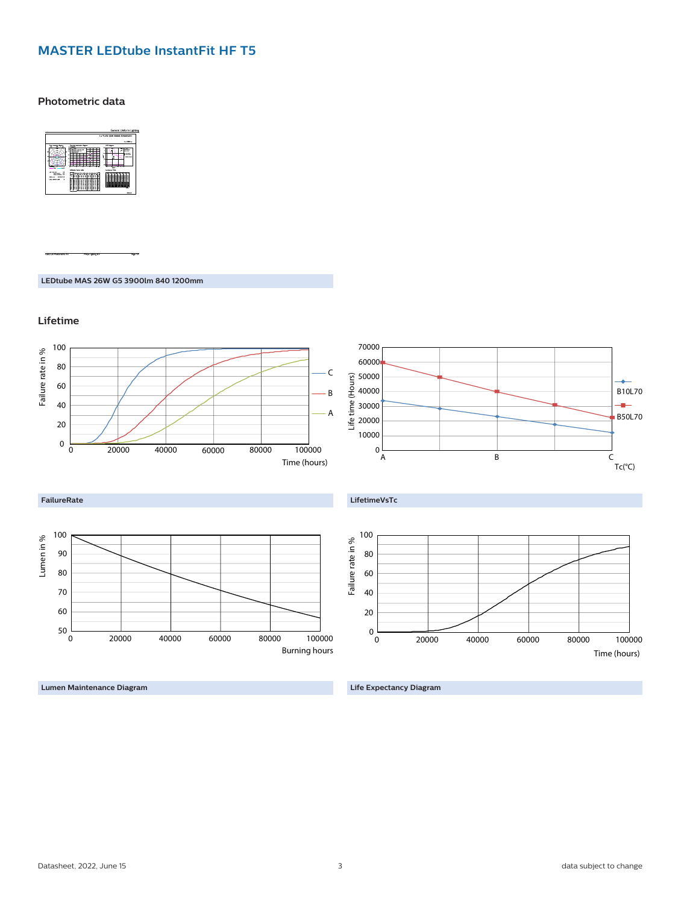## MASTER LEDtube InstantFit HF T5

### Photometric data

LEDtube MAS 26W G5 3900lm 840 1200mm

### Lifetime

FailureRate

LifetimeVsTc

Lumen Maintenance Diagram

Life Expectancy Diagram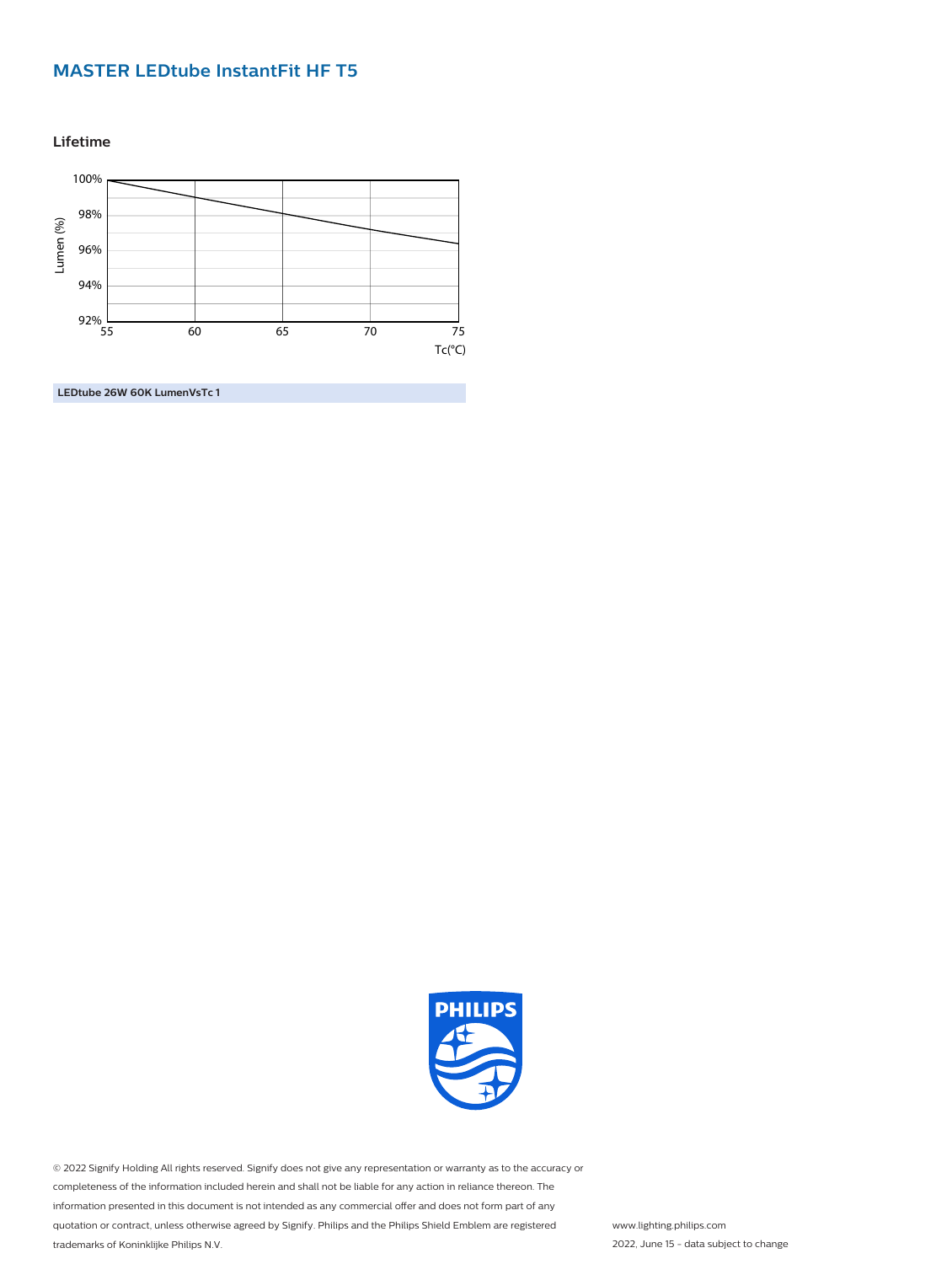# MASTER LEDtube InstantFit HF T5

## Lifetime

100%
98%
96%
94%
92%
Lumen (%)
55
60
65
70
75
Tc(°C)

**LEDtube 26W 60K LumenVsTc 1**

© 2022 Signify Holding All rights reserved. Signify does not give any representation or warranty as to the accuracy or completeness of the information included herein and shall not be liable for any action in reliance thereon. The information presented in this document is not intended as any commercial offer and does not form part of any quotation or contract, unless otherwise agreed by Signify. Philips and the Philips Shield Emblem are registered trademarks of Koninklijke Philips N.V.

www.lighting.philips.com
2022, June 15 - data subject to change